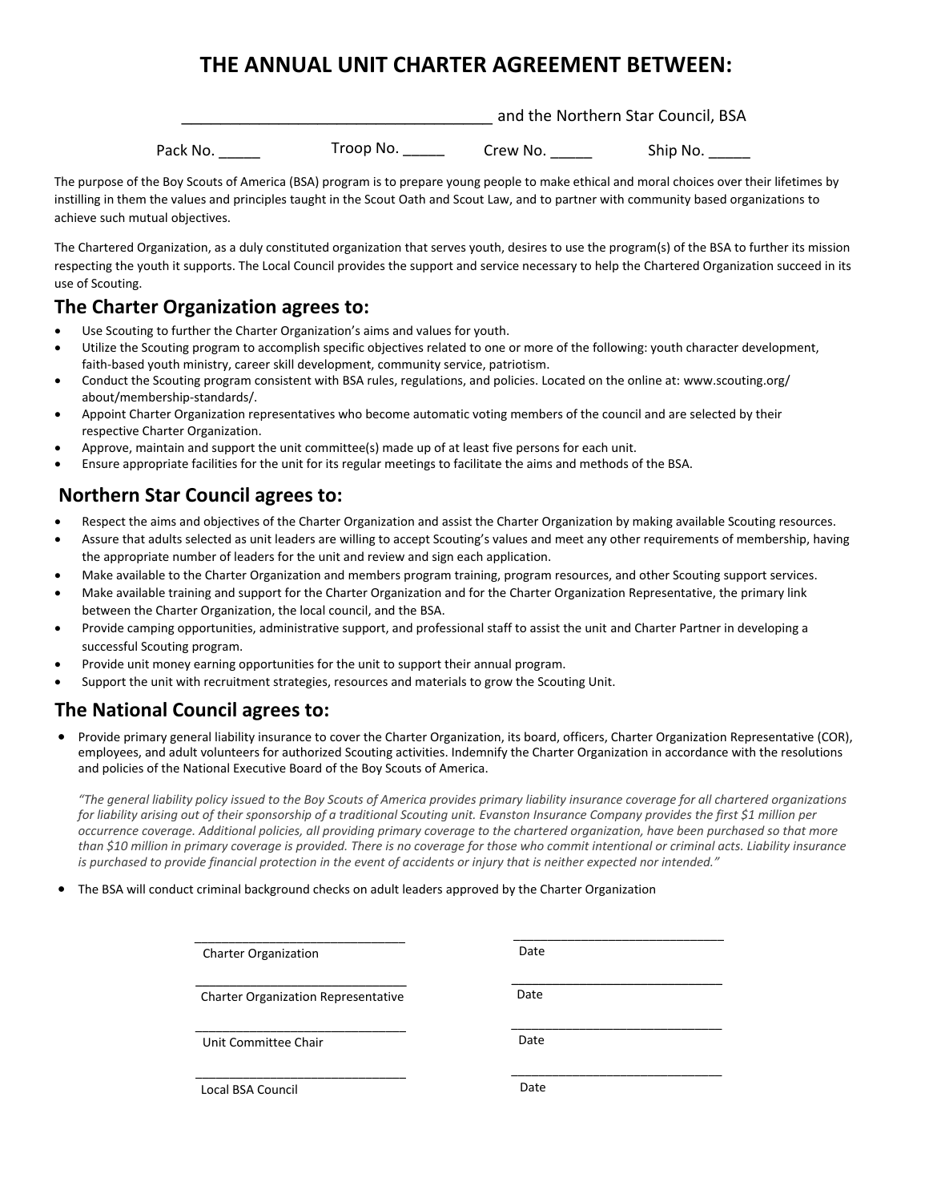# THE ANNUAL UNIT CHARTER AGREEMENT BETWEEN:

_____________________________________ and the Northern Star Council, BSA

Pack No. _____ Troop No. _____ Crew No. _____ Ship No. _____

The purpose of the Boy Scouts of America (BSA) program is to prepare young people to make ethical and moral choices over their lifetimes by instilling in them the values and principles taught in the Scout Oath and Scout Law, and to partner with community based organizations to achieve such mutual objectives.

The Chartered Organization, as a duly constituted organization that serves youth, desires to use the program(s) of the BSA to further its mission respecting the youth it supports. The Local Council provides the support and service necessary to help the Chartered Organization succeed in its use of Scouting.

## The Charter Organization agrees to:

- Use Scouting to further the Charter Organization's aims and values for youth.
- Utilize the Scouting program to accomplish specific objectives related to one or more of the following: youth character development, faith-based youth ministry, career skill development, community service, patriotism.
- Conduct the Scouting program consistent with BSA rules, regulations, and policies. Located on the online at: www.scouting.org/about/membership-standards/.
- Appoint Charter Organization representatives who become automatic voting members of the council and are selected by their respective Charter Organization.
- Approve, maintain and support the unit committee(s) made up of at least five persons for each unit.
- Ensure appropriate facilities for the unit for its regular meetings to facilitate the aims and methods of the BSA.

## Northern Star Council agrees to:

- Respect the aims and objectives of the Charter Organization and assist the Charter Organization by making available Scouting resources.
- Assure that adults selected as unit leaders are willing to accept Scouting's values and meet any other requirements of membership, having the appropriate number of leaders for the unit and review and sign each application.
- Make available to the Charter Organization and members program training, program resources, and other Scouting support services.
- Make available training and support for the Charter Organization and for the Charter Organization Representative, the primary link between the Charter Organization, the local council, and the BSA.
- Provide camping opportunities, administrative support, and professional staff to assist the unit and Charter Partner in developing a successful Scouting program.
- Provide unit money earning opportunities for the unit to support their annual program.
- Support the unit with recruitment strategies, resources and materials to grow the Scouting Unit.

## The National Council agrees to:

- Provide primary general liability insurance to cover the Charter Organization, its board, officers, Charter Organization Representative (COR), employees, and adult volunteers for authorized Scouting activities. Indemnify the Charter Organization in accordance with the resolutions and policies of the National Executive Board of the Boy Scouts of America.

  *"The general liability policy issued to the Boy Scouts of America provides primary liability insurance coverage for all chartered organizations for liability arising out of their sponsorship of a traditional Scouting unit. Evanston Insurance Company provides the first $1 million per occurrence coverage. Additional policies, all providing primary coverage to the chartered organization, have been purchased so that more than $10 million in primary coverage is provided. There is no coverage for those who commit intentional or criminal acts. Liability insurance is purchased to provide financial protection in the event of accidents or injury that is neither expected nor intended."*

- The BSA will conduct criminal background checks on adult leaders approved by the Charter Organization

_______________________________ Charter Organization _______________________________ Date

_______________________________ Charter Organization Representative _______________________________ Date

_______________________________ Unit Committee Chair _______________________________ Date

_______________________________ Local BSA Council _______________________________ Date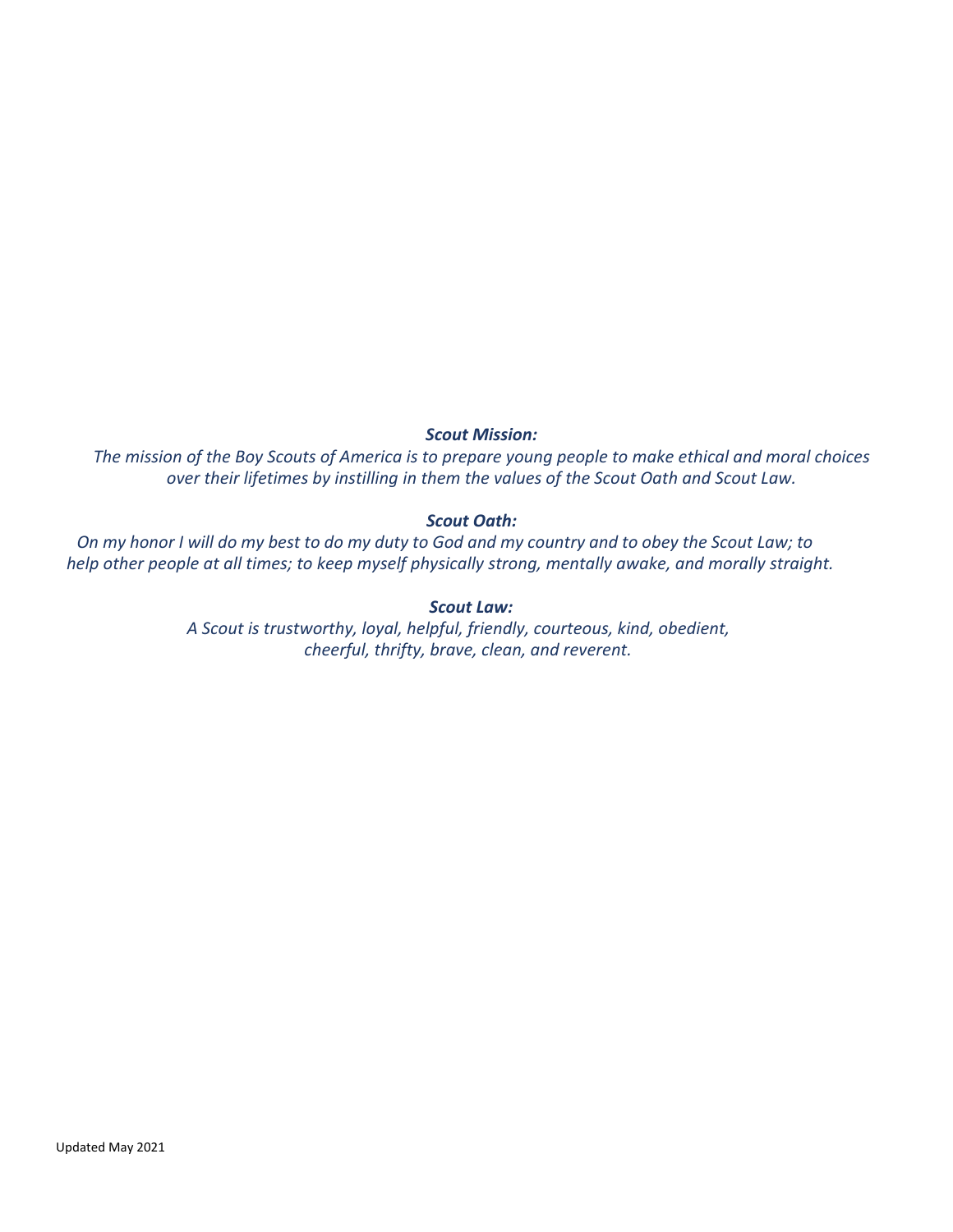***Scout Mission:***

*The mission of the Boy Scouts of America is to prepare young people to make ethical and moral choices over their lifetimes by instilling in them the values of the Scout Oath and Scout Law.*

***Scout Oath:***

*On my honor I will do my best to do my duty to God and my country and to obey the Scout Law; to help other people at all times; to keep myself physically strong, mentally awake, and morally straight.*

***Scout Law:***

*A Scout is trustworthy, loyal, helpful, friendly, courteous, kind, obedient, cheerful, thrifty, brave, clean, and reverent.*

Updated May 2021